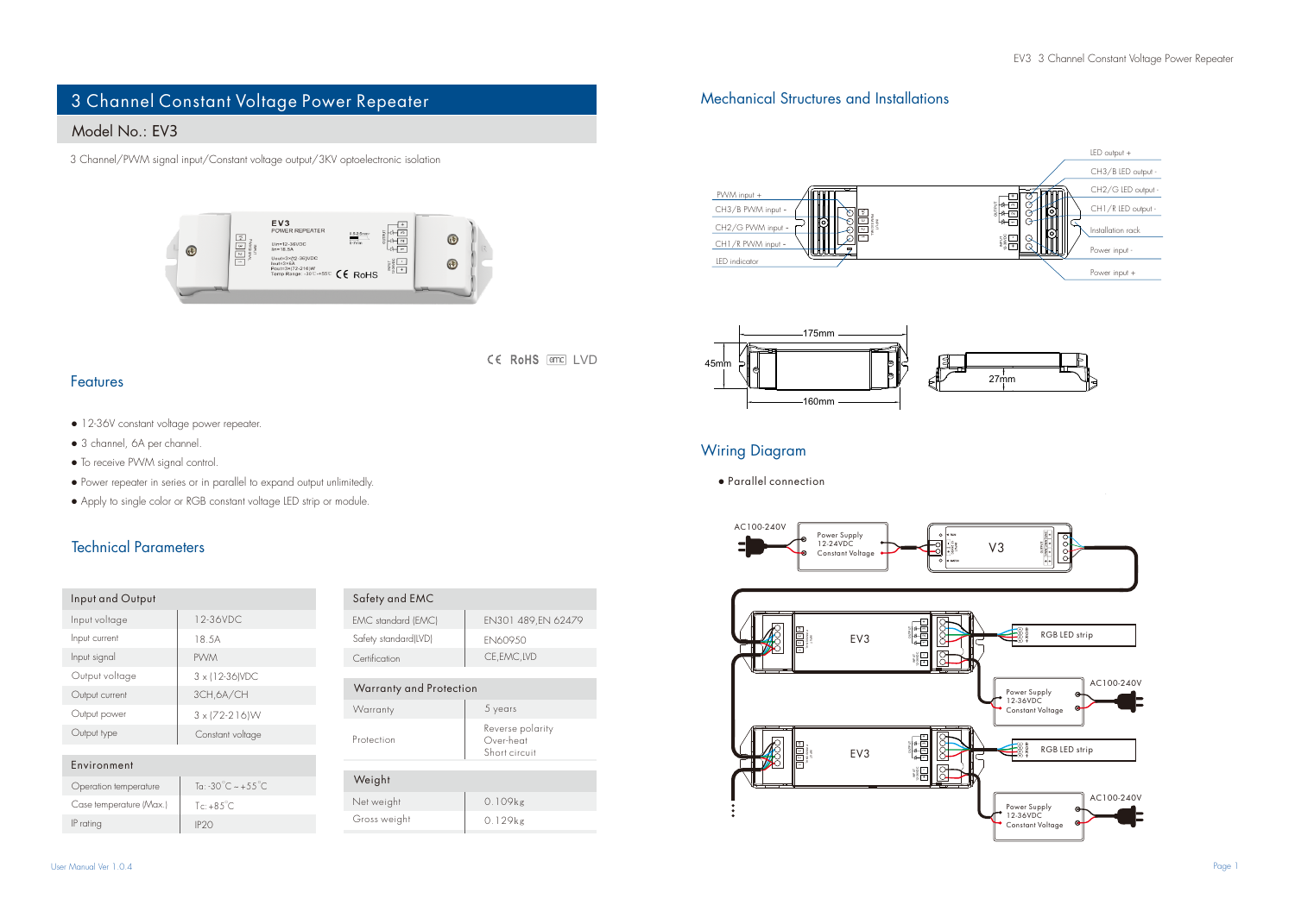# 3 Channel Constant Voltage Power Repeater

## Model No.: EV3

3 Channel/PWM signal input/Constant voltage output/3KV optoelectronic isolation

CE RoHS emc LVD

## Features

- 12-36V constant voltage power repeater.
- 3 channel, 6A per channel.
- To receive PWM signal control.
- Power repeater in series or in parallel to expand output unlimitedly.
- Apply to single color or RGB constant voltage LED strip or module.

## Technical Parameters

| Input and Output | |
|---|---|
| Input voltage | 12-36VDC |
| Input current | 18.5A |
| Input signal | PWM |
| Output voltage | 3 x (12-36)VDC |
| Output current | 3CH,6A/CH |
| Output power | 3 x (72-216)W |
| Output type | Constant voltage |

| Environment | |
|---|---|
| Operation temperature | Ta: -30°C ~ +55°C |
| Case temperature (Max.) | Tc: +85°C |
| IP rating | IP20 |

| Safety and EMC | |
|---|---|
| EMC standard (EMC) | EN301 489,EN 62479 |
| Safety standard(LVD) | EN60950 |
| Certification | CE,EMC,LVD |

| Warranty and Protection | |
|---|---|
| Warranty | 5 years |
| Protection | Reverse polarity<br>Over-heat<br>Short circuit |

| Weight | |
|---|---|
| Net weight | 0.109kg |
| Gross weight | 0.129kg |

## Mechanical Structures and Installations

PWM input +, CH3/B PWM input -, CH2/G PWM input -, CH1/R PWM input -, LED indicator

LED output +, CH3/B LED output -, CH2/G LED output -, CH1/R LED output -, Installation rack, Power input -, Power input +

175mm, 160mm, 45mm, 27mm

## Wiring Diagram

- Parallel connection

AC100-240V, Power Supply 12-24VDC Constant Voltage, V3, EV3, RGB LED strip, Power Supply 12-36VDC Constant Voltage, AC100-240V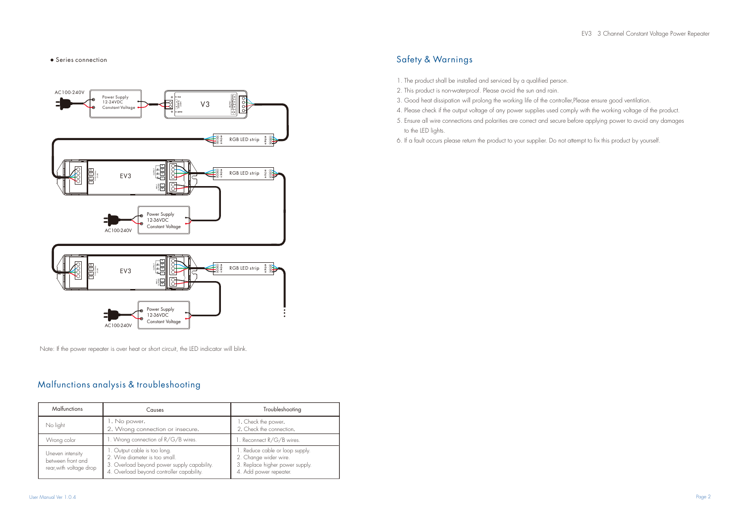● Series connection

AC100-240V

Power Supply
12-24VDC
Constant Voltage

V3

RGB LED strip

EV3

RGB LED strip

Power Supply
12-36VDC
Constant Voltage

AC100-240V

EV3

RGB LED strip

Power Supply
12-36VDC
Constant Voltage

AC100-240V

Note: If the power repeater is over heat or short circuit, the LED indicator will blink.

## Malfunctions analysis & troubleshooting

| Malfunctions | Causes | Troubleshooting |
|---|---|---|
| No light | 1. No power.<br>2. Wrong connection or insecure. | 1. Check the power.<br>2. Check the connection. |
| Wrong color | 1. Wrong connection of R/G/B wires. | 1. Reconnect R/G/B wires. |
| Uneven intensity between front and rear,with voltage drop | 1. Output cable is too long.<br>2. Wire diameter is too small.<br>3. Overload beyond power supply capability.<br>4. Overload beyond controller capability. | 1. Reduce cable or loop supply.<br>2. Change wider wire.<br>3. Replace higher power supply.<br>4. Add power repeater. |

## Safety & Warnings

1. The product shall be installed and serviced by a qualified person.
2. This product is non-waterproof. Please avoid the sun and rain.
3. Good heat dissipation will prolong the working life of the controller,Please ensure good ventilation.
4. Please check if the output voltage of any power supplies used comply with the working voltage of the product.
5. Ensure all wire connections and polarities are correct and secure before applying power to avoid any damages to the LED lights.
6. If a fault occurs please return the product to your supplier. Do not attempt to fix this product by yourself.